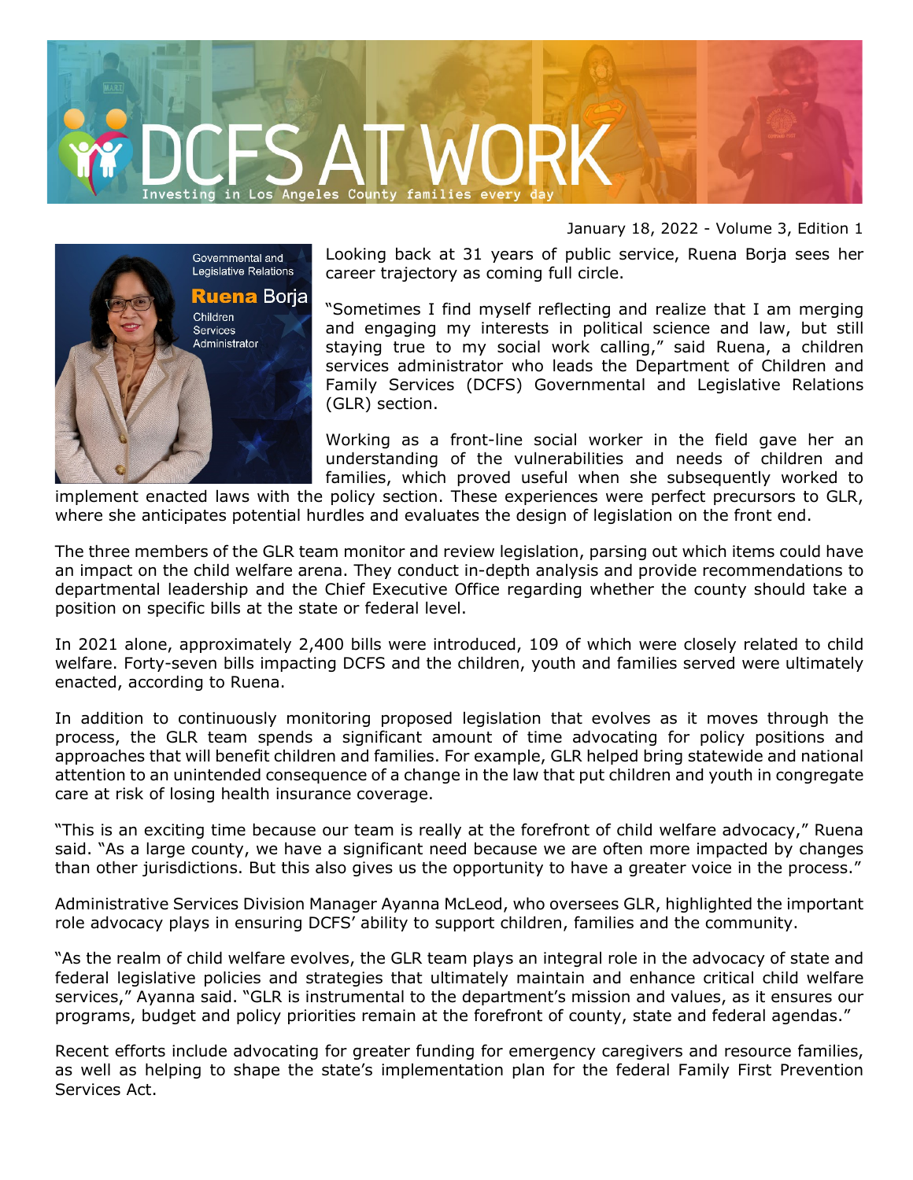# DCFS AT WORK

Investing in Los Angeles County families every day

January 18, 2022 - Volume 3, Edition 1

Governmental and Legislative Relations

**Ruena Borja**
Children Services Administrator

Looking back at 31 years of public service, Ruena Borja sees her career trajectory as coming full circle.

"Sometimes I find myself reflecting and realize that I am merging and engaging my interests in political science and law, but still staying true to my social work calling," said Ruena, a children services administrator who leads the Department of Children and Family Services (DCFS) Governmental and Legislative Relations (GLR) section.

Working as a front-line social worker in the field gave her an understanding of the vulnerabilities and needs of children and families, which proved useful when she subsequently worked to implement enacted laws with the policy section. These experiences were perfect precursors to GLR, where she anticipates potential hurdles and evaluates the design of legislation on the front end.

The three members of the GLR team monitor and review legislation, parsing out which items could have an impact on the child welfare arena. They conduct in-depth analysis and provide recommendations to departmental leadership and the Chief Executive Office regarding whether the county should take a position on specific bills at the state or federal level.

In 2021 alone, approximately 2,400 bills were introduced, 109 of which were closely related to child welfare. Forty-seven bills impacting DCFS and the children, youth and families served were ultimately enacted, according to Ruena.

In addition to continuously monitoring proposed legislation that evolves as it moves through the process, the GLR team spends a significant amount of time advocating for policy positions and approaches that will benefit children and families. For example, GLR helped bring statewide and national attention to an unintended consequence of a change in the law that put children and youth in congregate care at risk of losing health insurance coverage.

"This is an exciting time because our team is really at the forefront of child welfare advocacy," Ruena said. "As a large county, we have a significant need because we are often more impacted by changes than other jurisdictions. But this also gives us the opportunity to have a greater voice in the process."

Administrative Services Division Manager Ayanna McLeod, who oversees GLR, highlighted the important role advocacy plays in ensuring DCFS' ability to support children, families and the community.

"As the realm of child welfare evolves, the GLR team plays an integral role in the advocacy of state and federal legislative policies and strategies that ultimately maintain and enhance critical child welfare services," Ayanna said. "GLR is instrumental to the department's mission and values, as it ensures our programs, budget and policy priorities remain at the forefront of county, state and federal agendas."

Recent efforts include advocating for greater funding for emergency caregivers and resource families, as well as helping to shape the state's implementation plan for the federal Family First Prevention Services Act.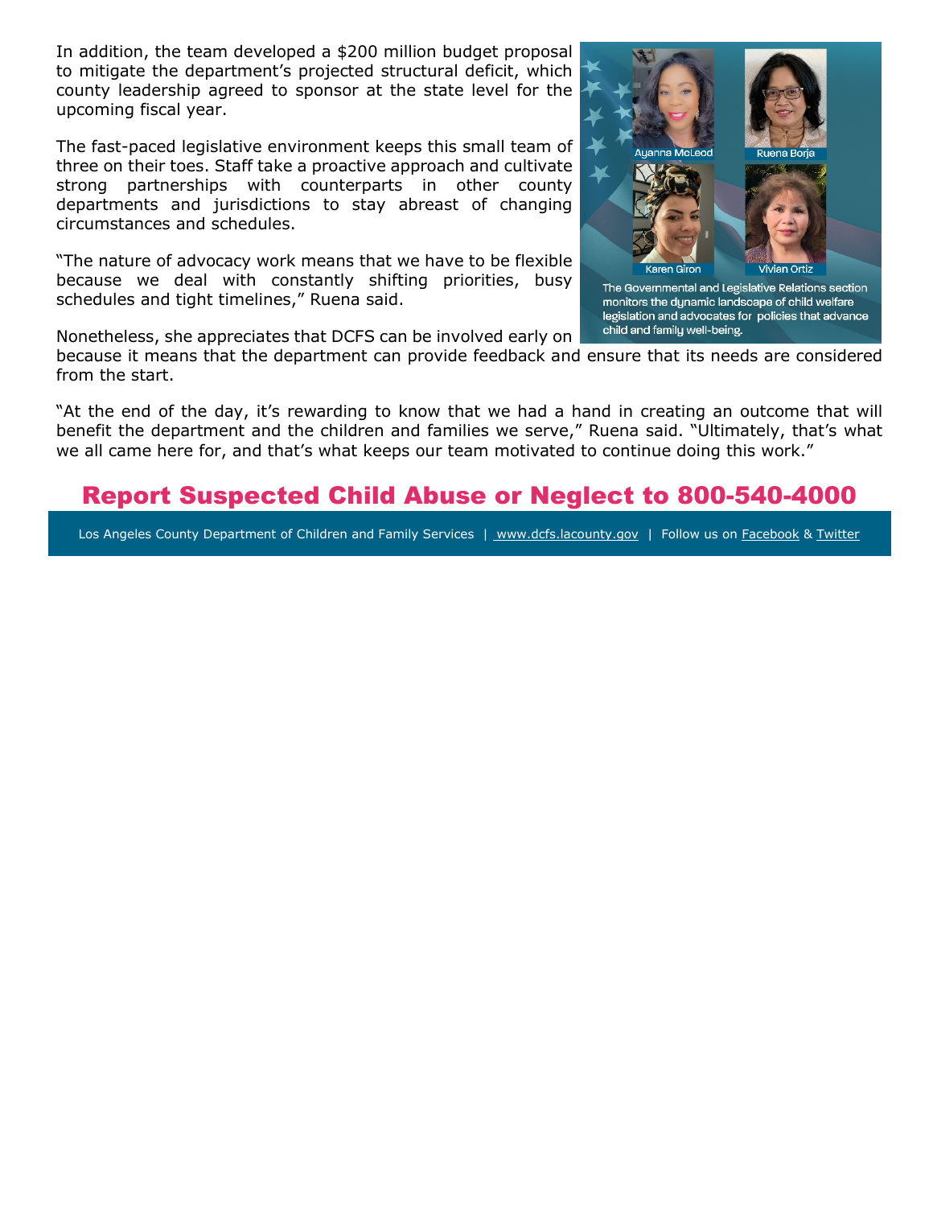In addition, the team developed a $200 million budget proposal to mitigate the department's projected structural deficit, which county leadership agreed to sponsor at the state level for the upcoming fiscal year.

The fast-paced legislative environment keeps this small team of three on their toes. Staff take a proactive approach and cultivate strong partnerships with counterparts in other county departments and jurisdictions to stay abreast of changing circumstances and schedules.

"The nature of advocacy work means that we have to be flexible because we deal with constantly shifting priorities, busy schedules and tight timelines," Ruena said.

Nonetheless, she appreciates that DCFS can be involved early on because it means that the department can provide feedback and ensure that its needs are considered from the start.

"At the end of the day, it's rewarding to know that we had a hand in creating an outcome that will benefit the department and the children and families we serve," Ruena said. "Ultimately, that's what we all came here for, and that's what keeps our team motivated to continue doing this work."

Ayanna McLeod
Ruena Borja
Karen Giron
Vivian Ortiz

The Governmental and Legislative Relations section monitors the dynamic landscape of child welfare legislation and advocates for policies that advance child and family well-being.

## Report Suspected Child Abuse or Neglect to 800-540-4000

Los Angeles County Department of Children and Family Services | www.dcfs.lacounty.gov | Follow us on Facebook & Twitter